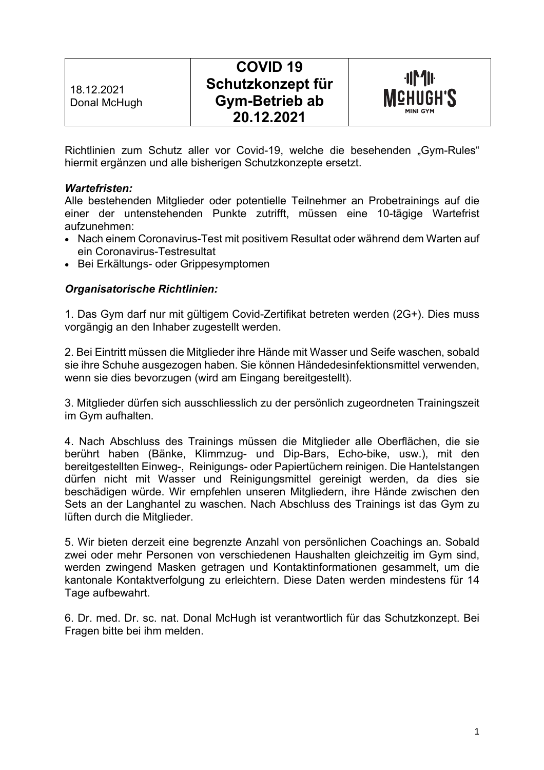| 18.12.2021<br>Donal McHugh | **COVID 19 Schutzkonzept für Gym-Betrieb ab 20.12.2021** | McHUGH'S MINI GYM |
| --- | --- | --- |

Richtlinien zum Schutz aller vor Covid-19, welche die besehenden „Gym-Rules“ hiermit ergänzen und alle bisherigen Schutzkonzepte ersetzt.

***Wartefristen:***

Alle bestehenden Mitglieder oder potentielle Teilnehmer an Probetrainings auf die einer der untenstehenden Punkte zutrifft, müssen eine 10-tägige Wartefrist aufzunehmen:

- Nach einem Coronavirus-Test mit positivem Resultat oder während dem Warten auf ein Coronavirus-Testresultat
- Bei Erkältungs- oder Grippesymptomen

***Organisatorische Richtlinien:***

1. Das Gym darf nur mit gültigem Covid-Zertifikat betreten werden (2G+). Dies muss vorgängig an den Inhaber zugestellt werden.

2. Bei Eintritt müssen die Mitglieder ihre Hände mit Wasser und Seife waschen, sobald sie ihre Schuhe ausgezogen haben. Sie können Händedesinfektionsmittel verwenden, wenn sie dies bevorzugen (wird am Eingang bereitgestellt).

3. Mitglieder dürfen sich ausschliesslich zu der persönlich zugeordneten Trainingszeit im Gym aufhalten.

4. Nach Abschluss des Trainings müssen die Mitglieder alle Oberflächen, die sie berührt haben (Bänke, Klimmzug- und Dip-Bars, Echo-bike, usw.), mit den bereitgestellten Einweg-, Reinigungs- oder Papiertüchern reinigen. Die Hantelstangen dürfen nicht mit Wasser und Reinigungsmittel gereinigt werden, da dies sie beschädigen würde. Wir empfehlen unseren Mitgliedern, ihre Hände zwischen den Sets an der Langhantel zu waschen. Nach Abschluss des Trainings ist das Gym zu lüften durch die Mitglieder.

5. Wir bieten derzeit eine begrenzte Anzahl von persönlichen Coachings an. Sobald zwei oder mehr Personen von verschiedenen Haushalten gleichzeitig im Gym sind, werden zwingend Masken getragen und Kontaktinformationen gesammelt, um die kantonale Kontaktverfolgung zu erleichtern. Diese Daten werden mindestens für 14 Tage aufbewahrt.

6. Dr. med. Dr. sc. nat. Donal McHugh ist verantwortlich für das Schutzkonzept. Bei Fragen bitte bei ihm melden.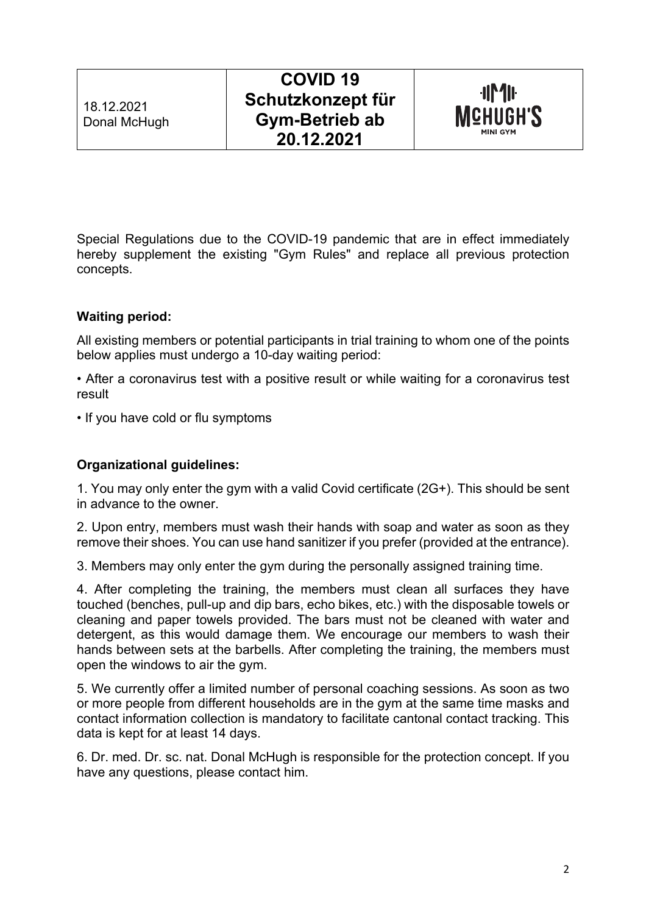| | | |
|---|---|---|
| 18.12.2021<br>Donal McHugh | **COVID 19 Schutzkonzept für Gym-Betrieb ab 20.12.2021** | McHUGH'S MINI GYM |

Special Regulations due to the COVID-19 pandemic that are in effect immediately hereby supplement the existing "Gym Rules" and replace all previous protection concepts.

**Waiting period:**

All existing members or potential participants in trial training to whom one of the points below applies must undergo a 10-day waiting period:

• After a coronavirus test with a positive result or while waiting for a coronavirus test result

• If you have cold or flu symptoms

**Organizational guidelines:**

1. You may only enter the gym with a valid Covid certificate (2G+). This should be sent in advance to the owner.

2. Upon entry, members must wash their hands with soap and water as soon as they remove their shoes. You can use hand sanitizer if you prefer (provided at the entrance).

3. Members may only enter the gym during the personally assigned training time.

4. After completing the training, the members must clean all surfaces they have touched (benches, pull-up and dip bars, echo bikes, etc.) with the disposable towels or cleaning and paper towels provided. The bars must not be cleaned with water and detergent, as this would damage them. We encourage our members to wash their hands between sets at the barbells. After completing the training, the members must open the windows to air the gym.

5. We currently offer a limited number of personal coaching sessions. As soon as two or more people from different households are in the gym at the same time masks and contact information collection is mandatory to facilitate cantonal contact tracking. This data is kept for at least 14 days.

6. Dr. med. Dr. sc. nat. Donal McHugh is responsible for the protection concept. If you have any questions, please contact him.